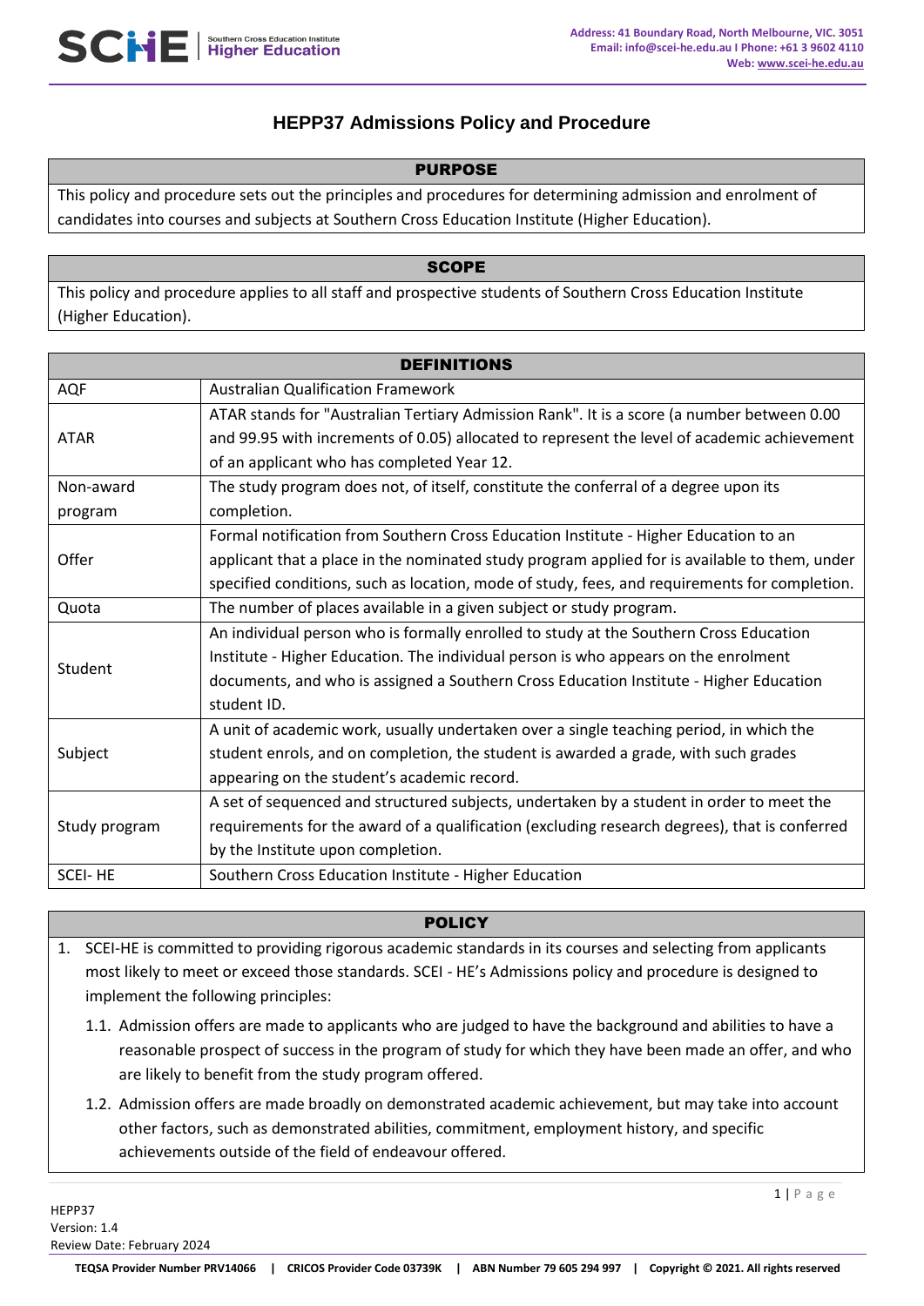# HEPP37 Admissions Policy and Procedure

## PURPOSE

This policy and procedure sets out the principles and procedures for determining admission and enrolment of candidates into courses and subjects at Southern Cross Education Institute (Higher Education).

## SCOPE

This policy and procedure applies to all staff and prospective students of Southern Cross Education Institute (Higher Education).

## DEFINITIONS

| Term | Definition |
|---|---|
| AQF | Australian Qualification Framework |
| ATAR | ATAR stands for "Australian Tertiary Admission Rank". It is a score (a number between 0.00 and 99.95 with increments of 0.05) allocated to represent the level of academic achievement of an applicant who has completed Year 12. |
| Non-award program | The study program does not, of itself, constitute the conferral of a degree upon its completion. |
| Offer | Formal notification from Southern Cross Education Institute - Higher Education to an applicant that a place in the nominated study program applied for is available to them, under specified conditions, such as location, mode of study, fees, and requirements for completion. |
| Quota | The number of places available in a given subject or study program. |
| Student | An individual person who is formally enrolled to study at the Southern Cross Education Institute - Higher Education. The individual person is who appears on the enrolment documents, and who is assigned a Southern Cross Education Institute - Higher Education student ID. |
| Subject | A unit of academic work, usually undertaken over a single teaching period, in which the student enrols, and on completion, the student is awarded a grade, with such grades appearing on the student's academic record. |
| Study program | A set of sequenced and structured subjects, undertaken by a student in order to meet the requirements for the award of a qualification (excluding research degrees), that is conferred by the Institute upon completion. |
| SCEI- HE | Southern Cross Education Institute - Higher Education |

## POLICY

1. SCEI-HE is committed to providing rigorous academic standards in its courses and selecting from applicants most likely to meet or exceed those standards. SCEI - HE's Admissions policy and procedure is designed to implement the following principles:

   1.1. Admission offers are made to applicants who are judged to have the background and abilities to have a reasonable prospect of success in the program of study for which they have been made an offer, and who are likely to benefit from the study program offered.

   1.2. Admission offers are made broadly on demonstrated academic achievement, but may take into account other factors, such as demonstrated abilities, commitment, employment history, and specific achievements outside of the field of endeavour offered.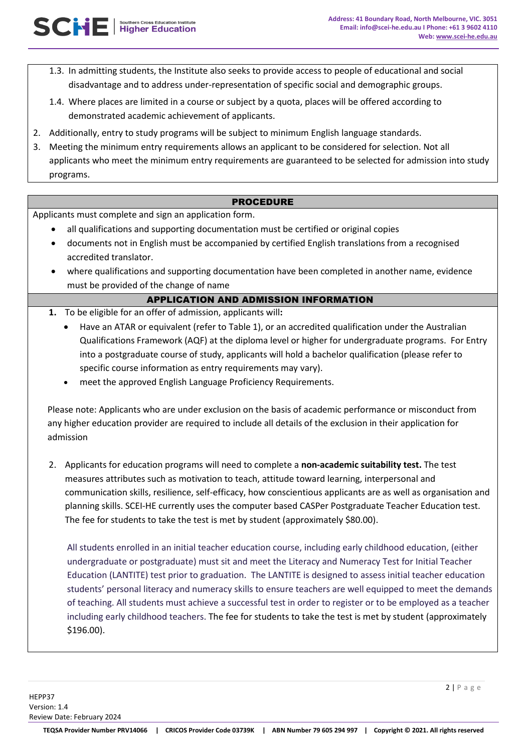1.3. In admitting students, the Institute also seeks to provide access to people of educational and social disadvantage and to address under-representation of specific social and demographic groups.

1.4. Where places are limited in a course or subject by a quota, places will be offered according to demonstrated academic achievement of applicants.

2. Additionally, entry to study programs will be subject to minimum English language standards.
3. Meeting the minimum entry requirements allows an applicant to be considered for selection. Not all applicants who meet the minimum entry requirements are guaranteed to be selected for admission into study programs.

## PROCEDURE

Applicants must complete and sign an application form.

- all qualifications and supporting documentation must be certified or original copies
- documents not in English must be accompanied by certified English translations from a recognised accredited translator.
- where qualifications and supporting documentation have been completed in another name, evidence must be provided of the change of name

## APPLICATION AND ADMISSION INFORMATION

1. To be eligible for an offer of admission, applicants will:
   - Have an ATAR or equivalent (refer to Table 1), or an accredited qualification under the Australian Qualifications Framework (AQF) at the diploma level or higher for undergraduate programs. For Entry into a postgraduate course of study, applicants will hold a bachelor qualification (please refer to specific course information as entry requirements may vary).
   - meet the approved English Language Proficiency Requirements.

Please note: Applicants who are under exclusion on the basis of academic performance or misconduct from any higher education provider are required to include all details of the exclusion in their application for admission

2. Applicants for education programs will need to complete a **non-academic suitability test.** The test measures attributes such as motivation to teach, attitude toward learning, interpersonal and communication skills, resilience, self-efficacy, how conscientious applicants are as well as organisation and planning skills. SCEI-HE currently uses the computer based CASPer Postgraduate Teacher Education test. The fee for students to take the test is met by student (approximately $80.00).

   All students enrolled in an initial teacher education course, including early childhood education, (either undergraduate or postgraduate) must sit and meet the Literacy and Numeracy Test for Initial Teacher Education (LANTITE) test prior to graduation. The LANTITE is designed to assess initial teacher education students' personal literacy and numeracy skills to ensure teachers are well equipped to meet the demands of teaching. All students must achieve a successful test in order to register or to be employed as a teacher including early childhood teachers. The fee for students to take the test is met by student (approximately $196.00).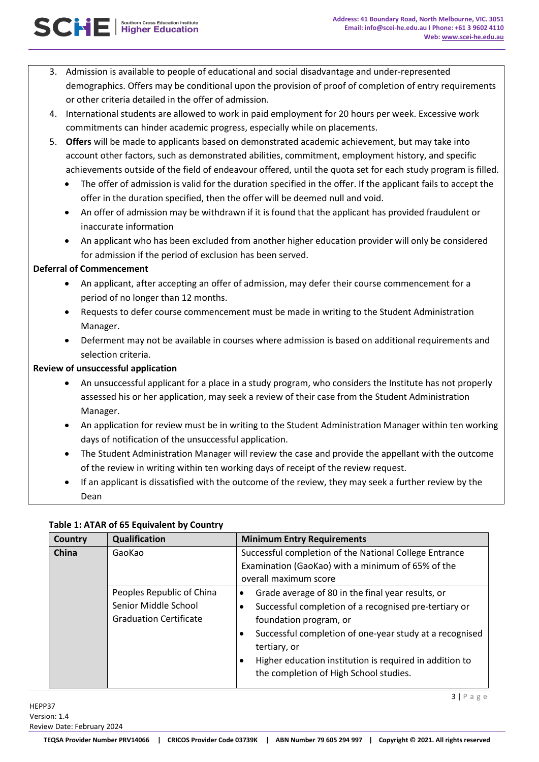3. Admission is available to people of educational and social disadvantage and under-represented demographics. Offers may be conditional upon the provision of proof of completion of entry requirements or other criteria detailed in the offer of admission.
4. International students are allowed to work in paid employment for 20 hours per week. Excessive work commitments can hinder academic progress, especially while on placements.
5. **Offers** will be made to applicants based on demonstrated academic achievement, but may take into account other factors, such as demonstrated abilities, commitment, employment history, and specific achievements outside of the field of endeavour offered, until the quota set for each study program is filled.
   - The offer of admission is valid for the duration specified in the offer. If the applicant fails to accept the offer in the duration specified, then the offer will be deemed null and void.
   - An offer of admission may be withdrawn if it is found that the applicant has provided fraudulent or inaccurate information
   - An applicant who has been excluded from another higher education provider will only be considered for admission if the period of exclusion has been served.

**Deferral of Commencement**

- An applicant, after accepting an offer of admission, may defer their course commencement for a period of no longer than 12 months.
- Requests to defer course commencement must be made in writing to the Student Administration Manager.
- Deferment may not be available in courses where admission is based on additional requirements and selection criteria.

**Review of unsuccessful application**

- An unsuccessful applicant for a place in a study program, who considers the Institute has not properly assessed his or her application, may seek a review of their case from the Student Administration Manager.
- An application for review must be in writing to the Student Administration Manager within ten working days of notification of the unsuccessful application.
- The Student Administration Manager will review the case and provide the appellant with the outcome of the review in writing within ten working days of receipt of the review request.
- If an applicant is dissatisfied with the outcome of the review, they may seek a further review by the Dean

**Table 1: ATAR of 65 Equivalent by Country**

| Country | Qualification | Minimum Entry Requirements |
|---|---|---|
| **China** | GaoKao | Successful completion of the National College Entrance Examination (GaoKao) with a minimum of 65% of the overall maximum score |
| | Peoples Republic of China Senior Middle School Graduation Certificate | • Grade average of 80 in the final year results, or<br>• Successful completion of a recognised pre-tertiary or foundation program, or<br>• Successful completion of one-year study at a recognised tertiary, or<br>• Higher education institution is required in addition to the completion of High School studies. |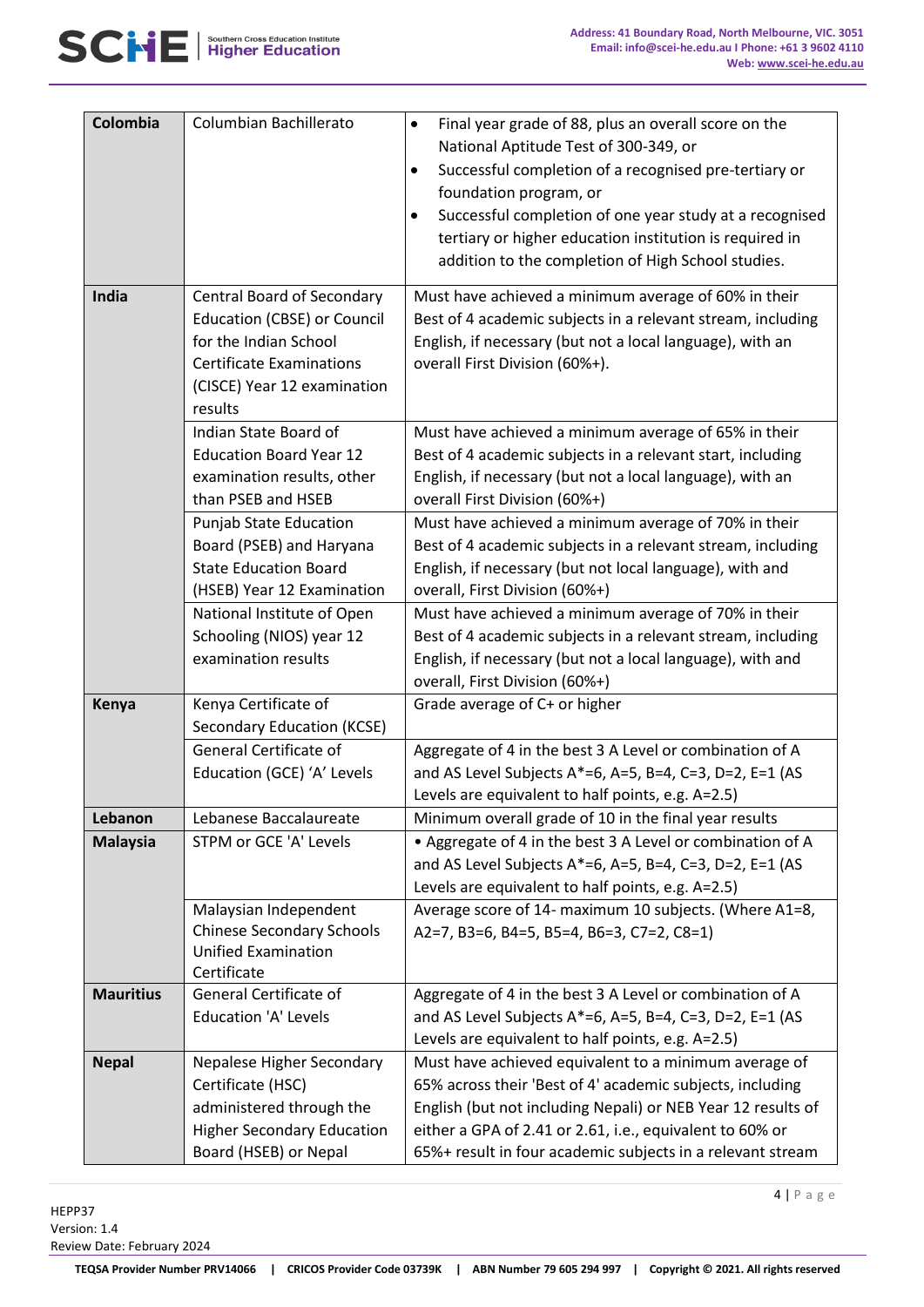| | | |
|---|---|---|
| **Colombia** | Columbian Bachillerato | • Final year grade of 88, plus an overall score on the National Aptitude Test of 300-349, or<br>• Successful completion of a recognised pre-tertiary or foundation program, or<br>• Successful completion of one year study at a recognised tertiary or higher education institution is required in addition to the completion of High School studies. |
| **India** | Central Board of Secondary Education (CBSE) or Council for the Indian School Certificate Examinations (CISCE) Year 12 examination results | Must have achieved a minimum average of 60% in their Best of 4 academic subjects in a relevant stream, including English, if necessary (but not a local language), with an overall First Division (60%+). |
| | Indian State Board of Education Board Year 12 examination results, other than PSEB and HSEB | Must have achieved a minimum average of 65% in their Best of 4 academic subjects in a relevant start, including English, if necessary (but not a local language), with an overall First Division (60%+) |
| | Punjab State Education Board (PSEB) and Haryana State Education Board (HSEB) Year 12 Examination | Must have achieved a minimum average of 70% in their Best of 4 academic subjects in a relevant stream, including English, if necessary (but not local language), with and overall, First Division (60%+) |
| | National Institute of Open Schooling (NIOS) year 12 examination results | Must have achieved a minimum average of 70% in their Best of 4 academic subjects in a relevant stream, including English, if necessary (but not a local language), with and overall, First Division (60%+) |
| **Kenya** | Kenya Certificate of Secondary Education (KCSE) | Grade average of C+ or higher |
| | General Certificate of Education (GCE) 'A' Levels | Aggregate of 4 in the best 3 A Level or combination of A and AS Level Subjects A*=6, A=5, B=4, C=3, D=2, E=1 (AS Levels are equivalent to half points, e.g. A=2.5) |
| **Lebanon** | Lebanese Baccalaureate | Minimum overall grade of 10 in the final year results |
| **Malaysia** | STPM or GCE 'A' Levels | • Aggregate of 4 in the best 3 A Level or combination of A and AS Level Subjects A*=6, A=5, B=4, C=3, D=2, E=1 (AS Levels are equivalent to half points, e.g. A=2.5) |
| | Malaysian Independent Chinese Secondary Schools Unified Examination Certificate | Average score of 14- maximum 10 subjects. (Where A1=8, A2=7, B3=6, B4=5, B5=4, B6=3, C7=2, C8=1) |
| **Mauritius** | General Certificate of Education 'A' Levels | Aggregate of 4 in the best 3 A Level or combination of A and AS Level Subjects A*=6, A=5, B=4, C=3, D=2, E=1 (AS Levels are equivalent to half points, e.g. A=2.5) |
| **Nepal** | Nepalese Higher Secondary Certificate (HSC) administered through the Higher Secondary Education Board (HSEB) or Nepal | Must have achieved equivalent to a minimum average of 65% across their 'Best of 4' academic subjects, including English (but not including Nepali) or NEB Year 12 results of either a GPA of 2.41 or 2.61, i.e., equivalent to 60% or 65%+ result in four academic subjects in a relevant stream |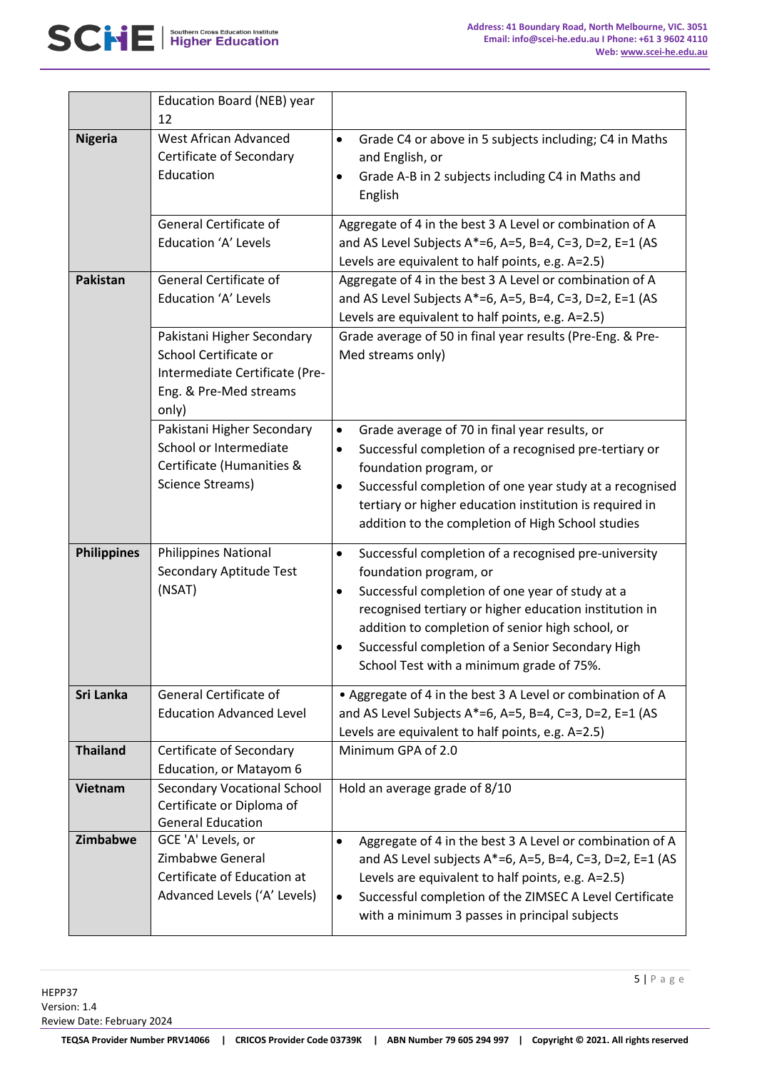| | | |
|---|---|---|
| | Education Board (NEB) year 12 | |
| **Nigeria** | West African Advanced Certificate of Secondary Education | • Grade C4 or above in 5 subjects including; C4 in Maths and English, or<br>• Grade A-B in 2 subjects including C4 in Maths and English |
| | General Certificate of Education 'A' Levels | Aggregate of 4 in the best 3 A Level or combination of A and AS Level Subjects A*=6, A=5, B=4, C=3, D=2, E=1 (AS Levels are equivalent to half points, e.g. A=2.5) |
| **Pakistan** | General Certificate of Education 'A' Levels | Aggregate of 4 in the best 3 A Level or combination of A and AS Level Subjects A*=6, A=5, B=4, C=3, D=2, E=1 (AS Levels are equivalent to half points, e.g. A=2.5) |
| | Pakistani Higher Secondary School Certificate or Intermediate Certificate (Pre-Eng. & Pre-Med streams only) | Grade average of 50 in final year results (Pre-Eng. & Pre-Med streams only) |
| | Pakistani Higher Secondary School or Intermediate Certificate (Humanities & Science Streams) | • Grade average of 70 in final year results, or<br>• Successful completion of a recognised pre-tertiary or foundation program, or<br>• Successful completion of one year study at a recognised tertiary or higher education institution is required in addition to the completion of High School studies |
| **Philippines** | Philippines National Secondary Aptitude Test (NSAT) | • Successful completion of a recognised pre-university foundation program, or<br>• Successful completion of one year of study at a recognised tertiary or higher education institution in addition to completion of senior high school, or<br>• Successful completion of a Senior Secondary High School Test with a minimum grade of 75%. |
| **Sri Lanka** | General Certificate of Education Advanced Level | • Aggregate of 4 in the best 3 A Level or combination of A and AS Level Subjects A*=6, A=5, B=4, C=3, D=2, E=1 (AS Levels are equivalent to half points, e.g. A=2.5) |
| **Thailand** | Certificate of Secondary Education, or Matayom 6 | Minimum GPA of 2.0 |
| **Vietnam** | Secondary Vocational School Certificate or Diploma of General Education | Hold an average grade of 8/10 |
| **Zimbabwe** | GCE 'A' Levels, or Zimbabwe General Certificate of Education at Advanced Levels ('A' Levels) | • Aggregate of 4 in the best 3 A Level or combination of A and AS Level subjects A*=6, A=5, B=4, C=3, D=2, E=1 (AS Levels are equivalent to half points, e.g. A=2.5)<br>• Successful completion of the ZIMSEC A Level Certificate with a minimum 3 passes in principal subjects |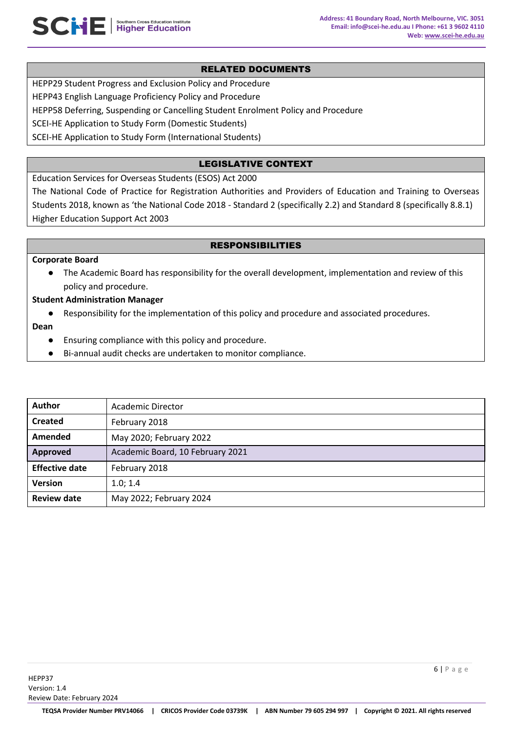## RELATED DOCUMENTS

HEPP29 Student Progress and Exclusion Policy and Procedure
HEPP43 English Language Proficiency Policy and Procedure
HEPP58 Deferring, Suspending or Cancelling Student Enrolment Policy and Procedure
SCEI-HE Application to Study Form (Domestic Students)
SCEI-HE Application to Study Form (International Students)

## LEGISLATIVE CONTEXT

Education Services for Overseas Students (ESOS) Act 2000
The National Code of Practice for Registration Authorities and Providers of Education and Training to Overseas Students 2018, known as 'the National Code 2018 - Standard 2 (specifically 2.2) and Standard 8 (specifically 8.8.1)
Higher Education Support Act 2003

## RESPONSIBILITIES

**Corporate Board**

- The Academic Board has responsibility for the overall development, implementation and review of this policy and procedure.

**Student Administration Manager**

- Responsibility for the implementation of this policy and procedure and associated procedures.

**Dean**

- Ensuring compliance with this policy and procedure.
- Bi-annual audit checks are undertaken to monitor compliance.

| | |
|---|---|
| **Author** | Academic Director |
| **Created** | February 2018 |
| **Amended** | May 2020; February 2022 |
| **Approved** | Academic Board, 10 February 2021 |
| **Effective date** | February 2018 |
| **Version** | 1.0; 1.4 |
| **Review date** | May 2022; February 2024 |